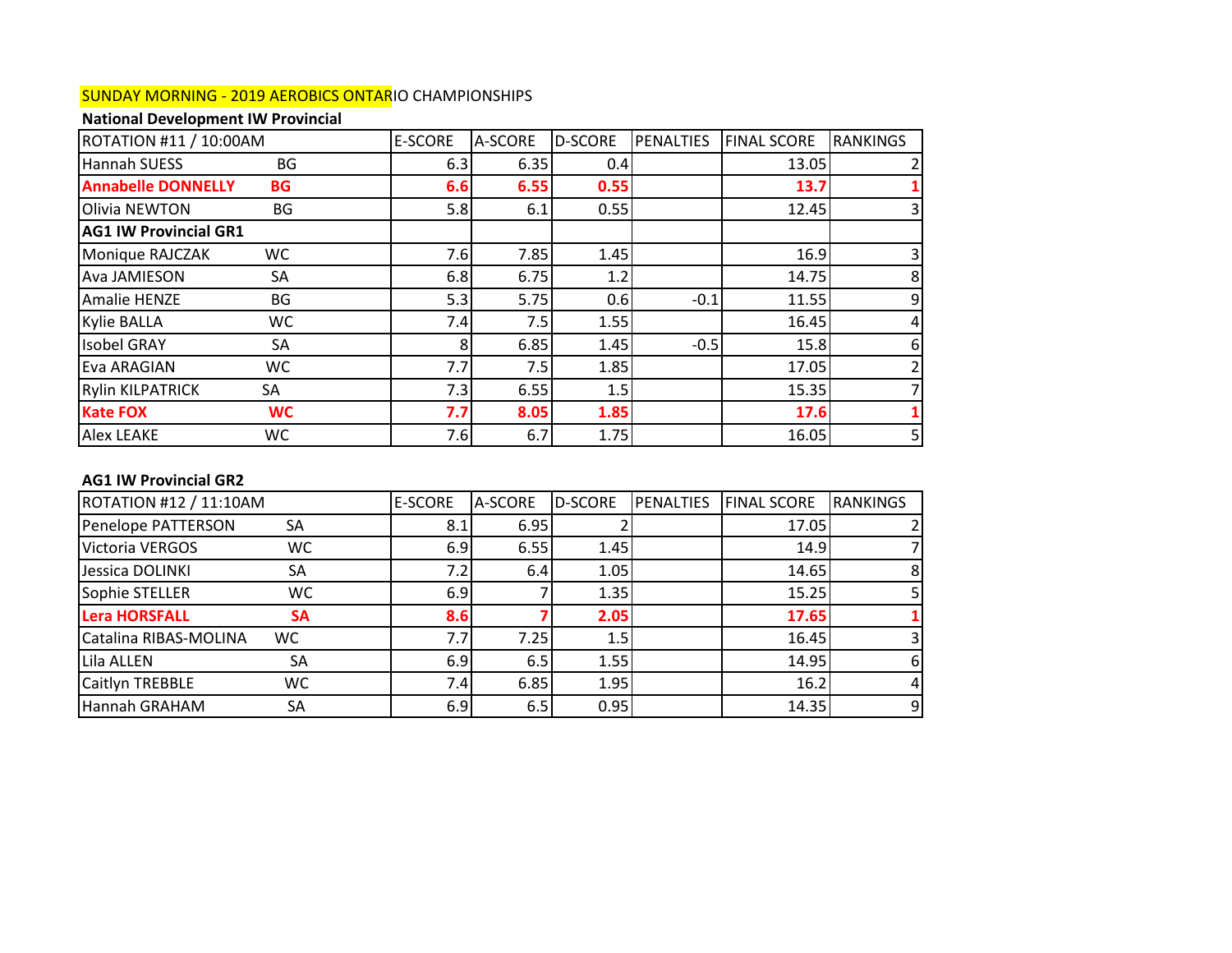## SUNDAY MORNING - 2019 AEROBICS ONTARIO CHAMPIONSHIPS

### National Development IW Provincial

| ROTATION #11 / 10:00AM | | E-SCORE | A-SCORE | D-SCORE | PENALTIES | FINAL SCORE | RANKINGS |
|---|---|---|---|---|---|---|---|
| Hannah SUESS | BG | 6.3 | 6.35 | 0.4 | | 13.05 | 2 |
| **Annabelle DONNELLY** | **BG** | **6.6** | **6.55** | **0.55** | | **13.7** | **1** |
| Olivia NEWTON | BG | 5.8 | 6.1 | 0.55 | | 12.45 | 3 |
| **AG1 IW Provincial GR1** | | | | | | | |
| Monique RAJCZAK | WC | 7.6 | 7.85 | 1.45 | | 16.9 | 3 |
| Ava JAMIESON | SA | 6.8 | 6.75 | 1.2 | | 14.75 | 8 |
| Amalie HENZE | BG | 5.3 | 5.75 | 0.6 | -0.1 | 11.55 | 9 |
| Kylie BALLA | WC | 7.4 | 7.5 | 1.55 | | 16.45 | 4 |
| Isobel GRAY | SA | 8 | 6.85 | 1.45 | -0.5 | 15.8 | 6 |
| Eva ARAGIAN | WC | 7.7 | 7.5 | 1.85 | | 17.05 | 2 |
| Rylin KILPATRICK | SA | 7.3 | 6.55 | 1.5 | | 15.35 | 7 |
| **Kate FOX** | **WC** | **7.7** | **8.05** | **1.85** | | **17.6** | **1** |
| Alex LEAKE | WC | 7.6 | 6.7 | 1.75 | | 16.05 | 5 |

### AG1 IW Provincial GR2

| ROTATION #12 / 11:10AM | | E-SCORE | A-SCORE | D-SCORE | PENALTIES | FINAL SCORE | RANKINGS |
|---|---|---|---|---|---|---|---|
| Penelope PATTERSON | SA | 8.1 | 6.95 | 2 | | 17.05 | 2 |
| Victoria VERGOS | WC | 6.9 | 6.55 | 1.45 | | 14.9 | 7 |
| Jessica DOLINKI | SA | 7.2 | 6.4 | 1.05 | | 14.65 | 8 |
| Sophie STELLER | WC | 6.9 | 7 | 1.35 | | 15.25 | 5 |
| **Lera HORSFALL** | **SA** | **8.6** | **7** | **2.05** | | **17.65** | **1** |
| Catalina RIBAS-MOLINA | WC | 7.7 | 7.25 | 1.5 | | 16.45 | 3 |
| Lila ALLEN | SA | 6.9 | 6.5 | 1.55 | | 14.95 | 6 |
| Caitlyn TREBBLE | WC | 7.4 | 6.85 | 1.95 | | 16.2 | 4 |
| Hannah GRAHAM | SA | 6.9 | 6.5 | 0.95 | | 14.35 | 9 |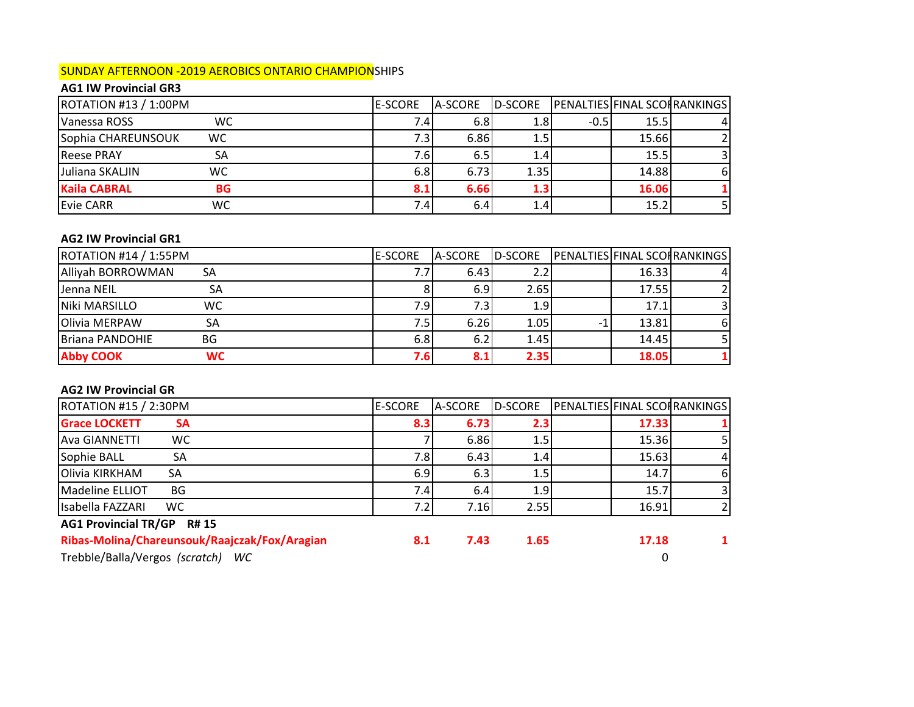SUNDAY AFTERNOON -2019 AEROBICS ONTARIO CHAMPIONSHIPS

**AG1 IW Provincial GR3**

| ROTATION #13 / 1:00PM | | E-SCORE | A-SCORE | D-SCORE | PENALTIES | FINAL SCORE | RANKINGS |
|---|---|---|---|---|---|---|---|
| Vanessa ROSS | WC | 7.4 | 6.8 | 1.8 | -0.5 | 15.5 | 4 |
| Sophia CHAREUNSOUK | WC | 7.3 | 6.86 | 1.5 | | 15.66 | 2 |
| Reese PRAY | SA | 7.6 | 6.5 | 1.4 | | 15.5 | 3 |
| Juliana SKALJIN | WC | 6.8 | 6.73 | 1.35 | | 14.88 | 6 |
| **Kaila CABRAL** | **BG** | **8.1** | **6.66** | **1.3** | | **16.06** | **1** |
| Evie CARR | WC | 7.4 | 6.4 | 1.4 | | 15.2 | 5 |

**AG2 IW Provincial GR1**

| ROTATION #14 / 1:55PM | | E-SCORE | A-SCORE | D-SCORE | PENALTIES | FINAL SCORE | RANKINGS |
|---|---|---|---|---|---|---|---|
| Alliyah BORROWMAN | SA | 7.7 | 6.43 | 2.2 | | 16.33 | 4 |
| Jenna NEIL | SA | 8 | 6.9 | 2.65 | | 17.55 | 2 |
| Niki MARSILLO | WC | 7.9 | 7.3 | 1.9 | | 17.1 | 3 |
| Olivia MERPAW | SA | 7.5 | 6.26 | 1.05 | -1 | 13.81 | 6 |
| Briana PANDOHIE | BG | 6.8 | 6.2 | 1.45 | | 14.45 | 5 |
| **Abby COOK** | **WC** | **7.6** | **8.1** | **2.35** | | **18.05** | **1** |

**AG2 IW Provincial GR**

| ROTATION #15 / 2:30PM | | E-SCORE | A-SCORE | D-SCORE | PENALTIES | FINAL SCORE | RANKINGS |
|---|---|---|---|---|---|---|---|
| **Grace LOCKETT** | **SA** | **8.3** | **6.73** | **2.3** | | **17.33** | **1** |
| Ava GIANNETTI | WC | 7 | 6.86 | 1.5 | | 15.36 | 5 |
| Sophie BALL | SA | 7.8 | 6.43 | 1.4 | | 15.63 | 4 |
| Olivia KIRKHAM | SA | 6.9 | 6.3 | 1.5 | | 14.7 | 6 |
| Madeline ELLIOT | BG | 7.4 | 6.4 | 1.9 | | 15.7 | 3 |
| Isabella FAZZARI | WC | 7.2 | 7.16 | 2.55 | | 16.91 | 2 |

**AG1 Provincial TR/GP R# 15**

| | | E-SCORE | A-SCORE | D-SCORE | PENALTIES | FINAL SCORE | RANKINGS |
|---|---|---|---|---|---|---|---|
| **Ribas-Molina/Chareunsouk/Raajczak/Fox/Aragian** | | **8.1** | **7.43** | **1.65** | | **17.18** | **1** |
| Trebble/Balla/Vergos *(scratch)* | *WC* | | | | | 0 | |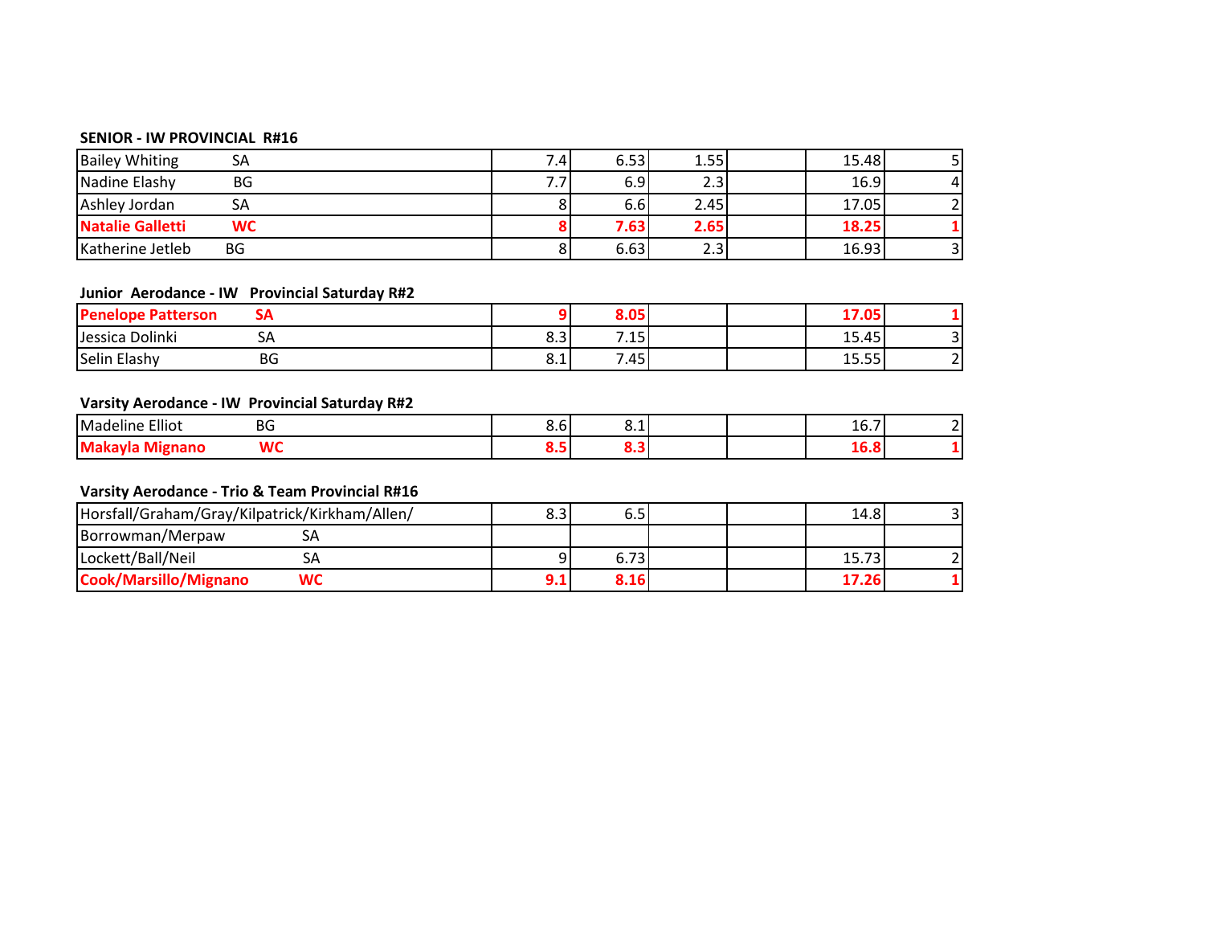**SENIOR - IW PROVINCIAL R#16**

| | | | | | | | |
|---|---|---|---|---|---|---|---|
| Bailey Whiting | SA | 7.4 | 6.53 | 1.55 | | 15.48 | 5 |
| Nadine Elashy | BG | 7.7 | 6.9 | 2.3 | | 16.9 | 4 |
| Ashley Jordan | SA | 8 | 6.6 | 2.45 | | 17.05 | 2 |
| **Natalie Galletti** | **WC** | **8** | **7.63** | **2.65** | | **18.25** | **1** |
| Katherine Jetleb | BG | 8 | 6.63 | 2.3 | | 16.93 | 3 |

**Junior Aerodance - IW Provincial Saturday R#2**

| | | | | | | | |
|---|---|---|---|---|---|---|---|
| **Penelope Patterson** | **SA** | **9** | **8.05** | | | **17.05** | **1** |
| Jessica Dolinki | SA | 8.3 | 7.15 | | | 15.45 | 3 |
| Selin Elashy | BG | 8.1 | 7.45 | | | 15.55 | 2 |

**Varsity Aerodance - IW Provincial Saturday R#2**

| | | | | | | | |
|---|---|---|---|---|---|---|---|
| Madeline Elliot | BG | 8.6 | 8.1 | | | 16.7 | 2 |
| **Makayla Mignano** | **WC** | **8.5** | **8.3** | | | **16.8** | **1** |

**Varsity Aerodance - Trio & Team Provincial R#16**

| | | | | | | | |
|---|---|---|---|---|---|---|---|
| Horsfall/Graham/Gray/Kilpatrick/Kirkham/Allen/ | | 8.3 | 6.5 | | | 14.8 | 3 |
| Borrowman/Merpaw | SA | | | | | | |
| Lockett/Ball/Neil | SA | 9 | 6.73 | | | 15.73 | 2 |
| **Cook/Marsillo/Mignano** | **WC** | **9.1** | **8.16** | | | **17.26** | **1** |